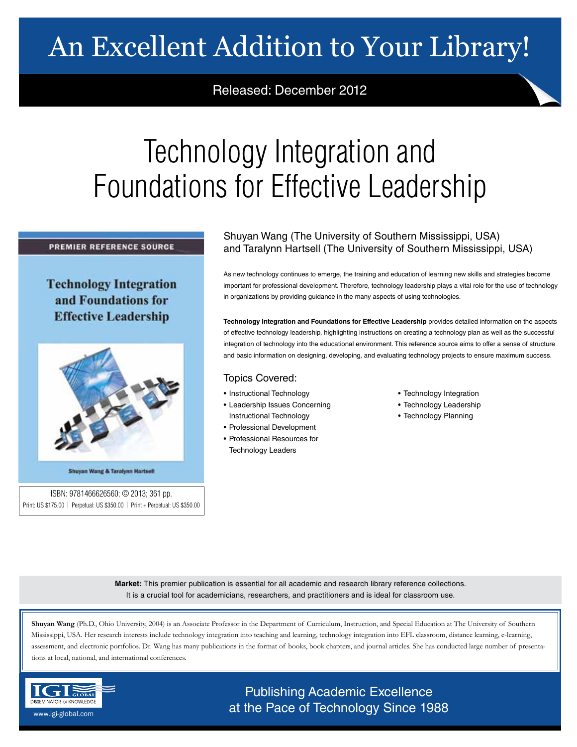# An Excellent Addition to Your Library!

Released: December 2012

# Technology Integration and Foundations for Effective Leadership

PREMIER REFERENCE SOURCE

**Technology Integration and Foundations for Effective Leadership**

Shuyan Wang & Taralynn Hartsell

ISBN: 9781466626560; © 2013; 361 pp.
Print: US $175.00 | Perpetual: US $350.00 | Print + Perpetual: US $350.00

Shuyan Wang (The University of Southern Mississippi, USA) and Taralynn Hartsell (The University of Southern Mississippi, USA)

As new technology continues to emerge, the training and education of learning new skills and strategies become important for professional development. Therefore, technology leadership plays a vital role for the use of technology in organizations by providing guidance in the many aspects of using technologies.

**Technology Integration and Foundations for Effective Leadership** provides detailed information on the aspects of effective technology leadership, highlighting instructions on creating a technology plan as well as the successful integration of technology into the educational environment. This reference source aims to offer a sense of structure and basic information on designing, developing, and evaluating technology projects to ensure maximum success.

## Topics Covered:

- Instructional Technology
- Leadership Issues Concerning Instructional Technology
- Professional Development
- Professional Resources for Technology Leaders
- Technology Integration
- Technology Leadership
- Technology Planning

**Market:** This premier publication is essential for all academic and research library reference collections. It is a crucial tool for academicians, researchers, and practitioners and is ideal for classroom use.

**Shuyan Wang** (Ph.D., Ohio University, 2004) is an Associate Professor in the Department of Curriculum, Instruction, and Special Education at The University of Southern Mississippi, USA. Her research interests include technology integration into teaching and learning, technology integration into EFL classroom, distance learning, e-learning, assessment, and electronic portfolios. Dr. Wang has many publications in the format of books, book chapters, and journal articles. She has conducted large number of presentations at local, national, and international conferences.

IGI GLOBAL
DISSEMINATOR OF KNOWLEDGE
www.igi-global.com

Publishing Academic Excellence at the Pace of Technology Since 1988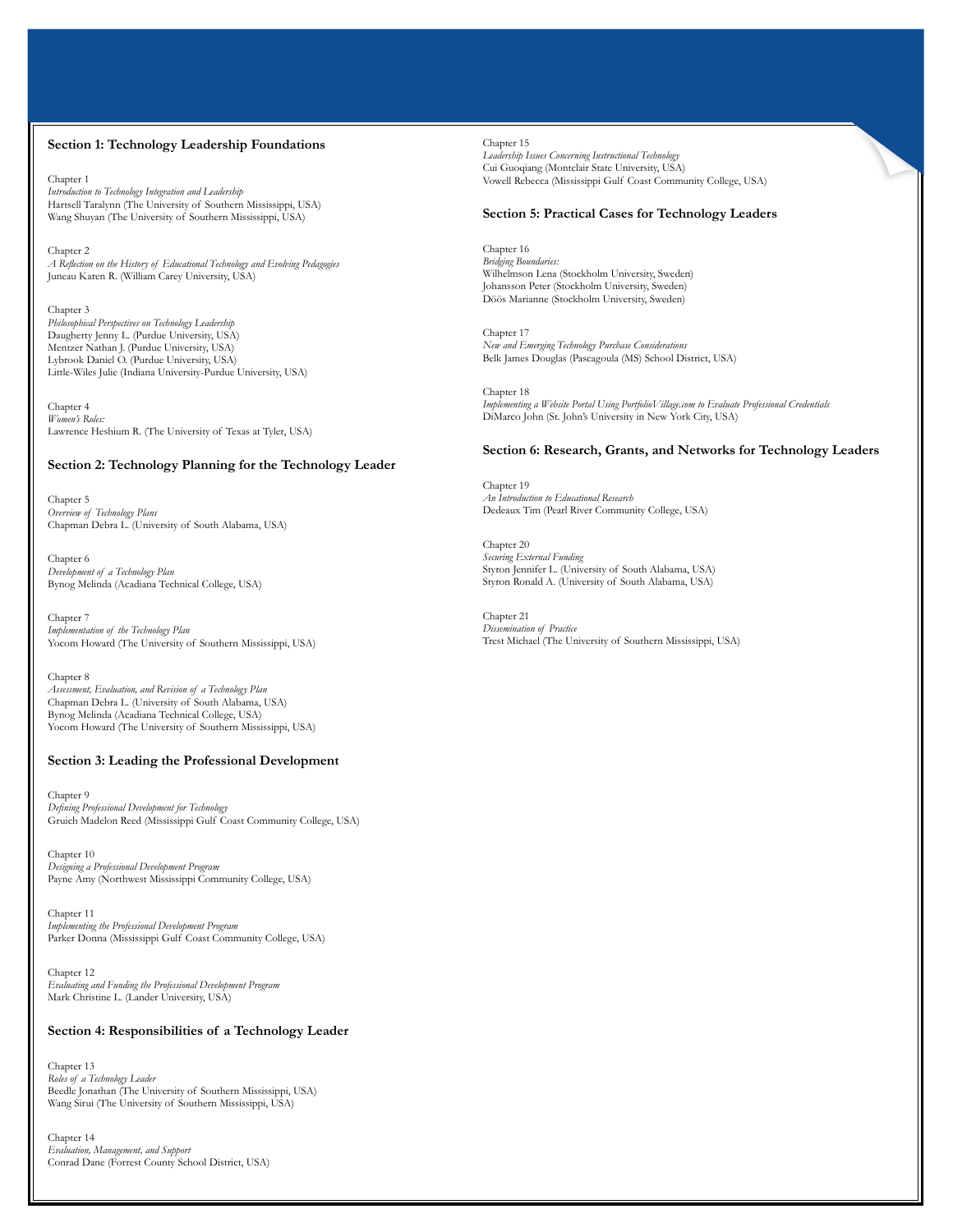### Section 1: Technology Leadership Foundations

Chapter 1
*Introduction to Technology Integration and Leadership*
Hartsell Taralynn (The University of Southern Mississippi, USA)
Wang Shuyan (The University of Southern Mississippi, USA)

Chapter 2
*A Reflection on the History of Educational Technology and Evolving Pedagogies*
Juneau Karen R. (William Carey University, USA)

Chapter 3
*Philosophical Perspectives on Technology Leadership*
Daugherty Jenny L. (Purdue University, USA)
Mentzer Nathan J. (Purdue University, USA)
Lybrook Daniel O. (Purdue University, USA)
Little-Wiles Julie (Indiana University-Purdue University, USA)

Chapter 4
*Women's Roles:*
Lawrence Heshium R. (The University of Texas at Tyler, USA)

### Section 2: Technology Planning for the Technology Leader

Chapter 5
*Overview of Technology Plans*
Chapman Debra L. (University of South Alabama, USA)

Chapter 6
*Development of a Technology Plan*
Bynog Melinda (Acadiana Technical College, USA)

Chapter 7
*Implementation of the Technology Plan*
Yocom Howard (The University of Southern Mississippi, USA)

Chapter 8
*Assessment, Evaluation, and Revision of a Technology Plan*
Chapman Debra L. (University of South Alabama, USA)
Bynog Melinda (Acadiana Technical College, USA)
Yocom Howard (The University of Southern Mississippi, USA)

### Section 3: Leading the Professional Development

Chapter 9
*Defining Professional Development for Technology*
Gruich Madelon Reed (Mississippi Gulf Coast Community College, USA)

Chapter 10
*Designing a Professional Development Program*
Payne Amy (Northwest Mississippi Community College, USA)

Chapter 11
*Implementing the Professional Development Program*
Parker Donna (Mississippi Gulf Coast Community College, USA)

Chapter 12
*Evaluating and Funding the Professional Development Program*
Mark Christine L. (Lander University, USA)

### Section 4: Responsibilities of a Technology Leader

Chapter 13
*Roles of a Technology Leader*
Beedle Jonathan (The University of Southern Mississippi, USA)
Wang Sirui (The University of Southern Mississippi, USA)

Chapter 14
*Evaluation, Management, and Support*
Conrad Dane (Forrest County School District, USA)

Chapter 15
*Leadership Issues Concerning Instructional Technology*
Cui Guoqiang (Montclair State University, USA)
Vowell Rebecca (Mississippi Gulf Coast Community College, USA)

### Section 5: Practical Cases for Technology Leaders

Chapter 16
*Bridging Boundaries:*
Wilhelmson Lena (Stockholm University, Sweden)
Johansson Peter (Stockholm University, Sweden)
Döös Marianne (Stockholm University, Sweden)

Chapter 17
*New and Emerging Technology Purchase Considerations*
Belk James Douglas (Pascagoula (MS) School District, USA)

Chapter 18
*Implementing a Website Portal Using PortfolioVillage.com to Evaluate Professional Credentials*
DiMarco John (St. John's University in New York City, USA)

### Section 6: Research, Grants, and Networks for Technology Leaders

Chapter 19
*An Introduction to Educational Research*
Dedeaux Tim (Pearl River Community College, USA)

Chapter 20
*Securing External Funding*
Styron Jennifer L. (University of South Alabama, USA)
Styron Ronald A. (University of South Alabama, USA)

Chapter 21
*Dissemination of Practice*
Trest Michael (The University of Southern Mississippi, USA)